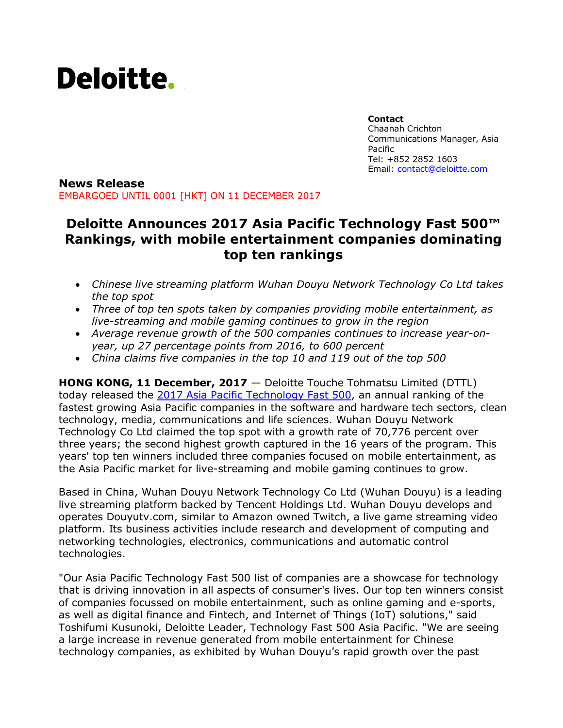Deloitte.

**Contact**
Chaanah Crichton
Communications Manager, Asia Pacific
Tel: +852 2852 1603
Email: contact@deloitte.com

**News Release**
EMBARGOED UNTIL 0001 [HKT] ON 11 DECEMBER 2017

# Deloitte Announces 2017 Asia Pacific Technology Fast 500™ Rankings, with mobile entertainment companies dominating top ten rankings

- *Chinese live streaming platform Wuhan Douyu Network Technology Co Ltd takes the top spot*
- *Three of top ten spots taken by companies providing mobile entertainment, as live-streaming and mobile gaming continues to grow in the region*
- *Average revenue growth of the 500 companies continues to increase year-on-year, up 27 percentage points from 2016, to 600 percent*
- *China claims five companies in the top 10 and 119 out of the top 500*

**HONG KONG, 11 December, 2017** — Deloitte Touche Tohmatsu Limited (DTTL) today released the 2017 Asia Pacific Technology Fast 500, an annual ranking of the fastest growing Asia Pacific companies in the software and hardware tech sectors, clean technology, media, communications and life sciences. Wuhan Douyu Network Technology Co Ltd claimed the top spot with a growth rate of 70,776 percent over three years; the second highest growth captured in the 16 years of the program. This years' top ten winners included three companies focused on mobile entertainment, as the Asia Pacific market for live-streaming and mobile gaming continues to grow.

Based in China, Wuhan Douyu Network Technology Co Ltd (Wuhan Douyu) is a leading live streaming platform backed by Tencent Holdings Ltd. Wuhan Douyu develops and operates Douyutv.com, similar to Amazon owned Twitch, a live game streaming video platform. Its business activities include research and development of computing and networking technologies, electronics, communications and automatic control technologies.

"Our Asia Pacific Technology Fast 500 list of companies are a showcase for technology that is driving innovation in all aspects of consumer's lives. Our top ten winners consist of companies focussed on mobile entertainment, such as online gaming and e-sports, as well as digital finance and Fintech, and Internet of Things (IoT) solutions," said Toshifumi Kusunoki, Deloitte Leader, Technology Fast 500 Asia Pacific. "We are seeing a large increase in revenue generated from mobile entertainment for Chinese technology companies, as exhibited by Wuhan Douyu's rapid growth over the past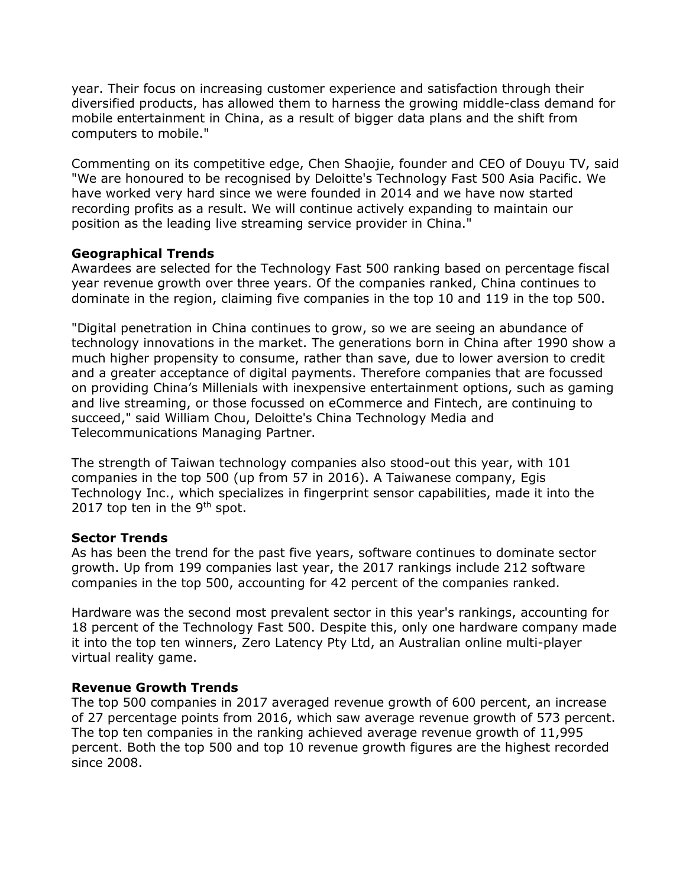year. Their focus on increasing customer experience and satisfaction through their diversified products, has allowed them to harness the growing middle-class demand for mobile entertainment in China, as a result of bigger data plans and the shift from computers to mobile."

Commenting on its competitive edge, Chen Shaojie, founder and CEO of Douyu TV, said "We are honoured to be recognised by Deloitte's Technology Fast 500 Asia Pacific. We have worked very hard since we were founded in 2014 and we have now started recording profits as a result. We will continue actively expanding to maintain our position as the leading live streaming service provider in China."

**Geographical Trends**

Awardees are selected for the Technology Fast 500 ranking based on percentage fiscal year revenue growth over three years. Of the companies ranked, China continues to dominate in the region, claiming five companies in the top 10 and 119 in the top 500.

"Digital penetration in China continues to grow, so we are seeing an abundance of technology innovations in the market. The generations born in China after 1990 show a much higher propensity to consume, rather than save, due to lower aversion to credit and a greater acceptance of digital payments. Therefore companies that are focussed on providing China's Millenials with inexpensive entertainment options, such as gaming and live streaming, or those focussed on eCommerce and Fintech, are continuing to succeed," said William Chou, Deloitte's China Technology Media and Telecommunications Managing Partner.

The strength of Taiwan technology companies also stood-out this year, with 101 companies in the top 500 (up from 57 in 2016). A Taiwanese company, Egis Technology Inc., which specializes in fingerprint sensor capabilities, made it into the 2017 top ten in the 9th spot.

**Sector Trends**

As has been the trend for the past five years, software continues to dominate sector growth. Up from 199 companies last year, the 2017 rankings include 212 software companies in the top 500, accounting for 42 percent of the companies ranked.

Hardware was the second most prevalent sector in this year's rankings, accounting for 18 percent of the Technology Fast 500. Despite this, only one hardware company made it into the top ten winners, Zero Latency Pty Ltd, an Australian online multi-player virtual reality game.

**Revenue Growth Trends**

The top 500 companies in 2017 averaged revenue growth of 600 percent, an increase of 27 percentage points from 2016, which saw average revenue growth of 573 percent. The top ten companies in the ranking achieved average revenue growth of 11,995 percent. Both the top 500 and top 10 revenue growth figures are the highest recorded since 2008.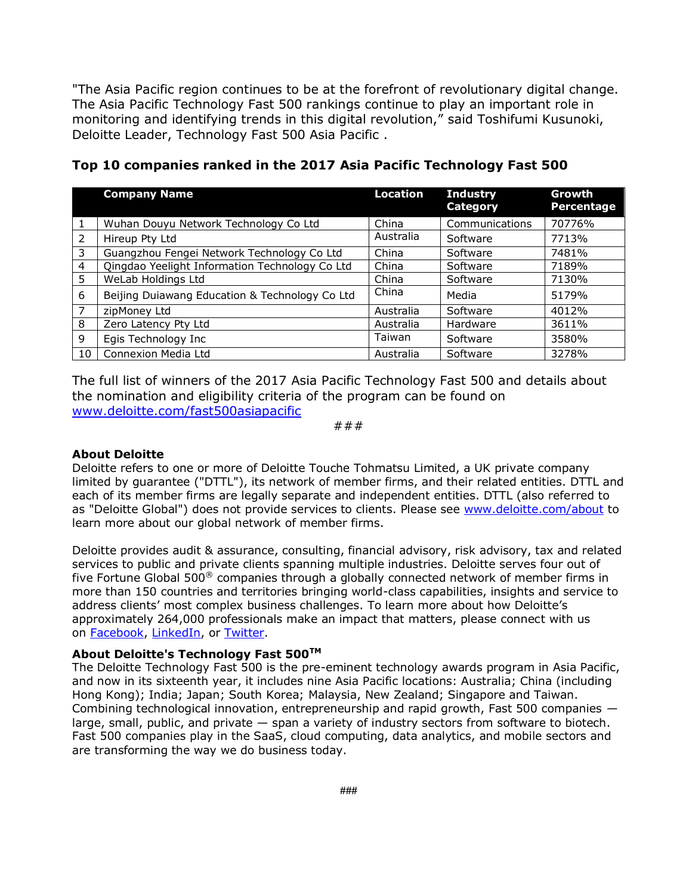"The Asia Pacific region continues to be at the forefront of revolutionary digital change. The Asia Pacific Technology Fast 500 rankings continue to play an important role in monitoring and identifying trends in this digital revolution," said Toshifumi Kusunoki, Deloitte Leader, Technology Fast 500 Asia Pacific .

**Top 10 companies ranked in the 2017 Asia Pacific Technology Fast 500**

| | Company Name | Location | Industry Category | Growth Percentage |
|---|---|---|---|---|
| 1 | Wuhan Douyu Network Technology Co Ltd | China | Communications | 70776% |
| 2 | Hireup Pty Ltd | Australia | Software | 7713% |
| 3 | Guangzhou Fengei Network Technology Co Ltd | China | Software | 7481% |
| 4 | Qingdao Yeelight Information Technology Co Ltd | China | Software | 7189% |
| 5 | WeLab Holdings Ltd | China | Software | 7130% |
| 6 | Beijing Duiawang Education & Technology Co Ltd | China | Media | 5179% |
| 7 | zipMoney Ltd | Australia | Software | 4012% |
| 8 | Zero Latency Pty Ltd | Australia | Hardware | 3611% |
| 9 | Egis Technology Inc | Taiwan | Software | 3580% |
| 10 | Connexion Media Ltd | Australia | Software | 3278% |

The full list of winners of the 2017 Asia Pacific Technology Fast 500 and details about the nomination and eligibility criteria of the program can be found on www.deloitte.com/fast500asiapacific

###

**About Deloitte**
Deloitte refers to one or more of Deloitte Touche Tohmatsu Limited, a UK private company limited by guarantee ("DTTL"), its network of member firms, and their related entities. DTTL and each of its member firms are legally separate and independent entities. DTTL (also referred to as "Deloitte Global") does not provide services to clients. Please see www.deloitte.com/about to learn more about our global network of member firms.

Deloitte provides audit & assurance, consulting, financial advisory, risk advisory, tax and related services to public and private clients spanning multiple industries. Deloitte serves four out of five Fortune Global 500® companies through a globally connected network of member firms in more than 150 countries and territories bringing world-class capabilities, insights and service to address clients' most complex business challenges. To learn more about how Deloitte's approximately 264,000 professionals make an impact that matters, please connect with us on Facebook, LinkedIn, or Twitter.

**About Deloitte's Technology Fast 500™**
The Deloitte Technology Fast 500 is the pre-eminent technology awards program in Asia Pacific, and now in its sixteenth year, it includes nine Asia Pacific locations: Australia; China (including Hong Kong); India; Japan; South Korea; Malaysia, New Zealand; Singapore and Taiwan. Combining technological innovation, entrepreneurship and rapid growth, Fast 500 companies — large, small, public, and private — span a variety of industry sectors from software to biotech. Fast 500 companies play in the SaaS, cloud computing, data analytics, and mobile sectors and are transforming the way we do business today.

###